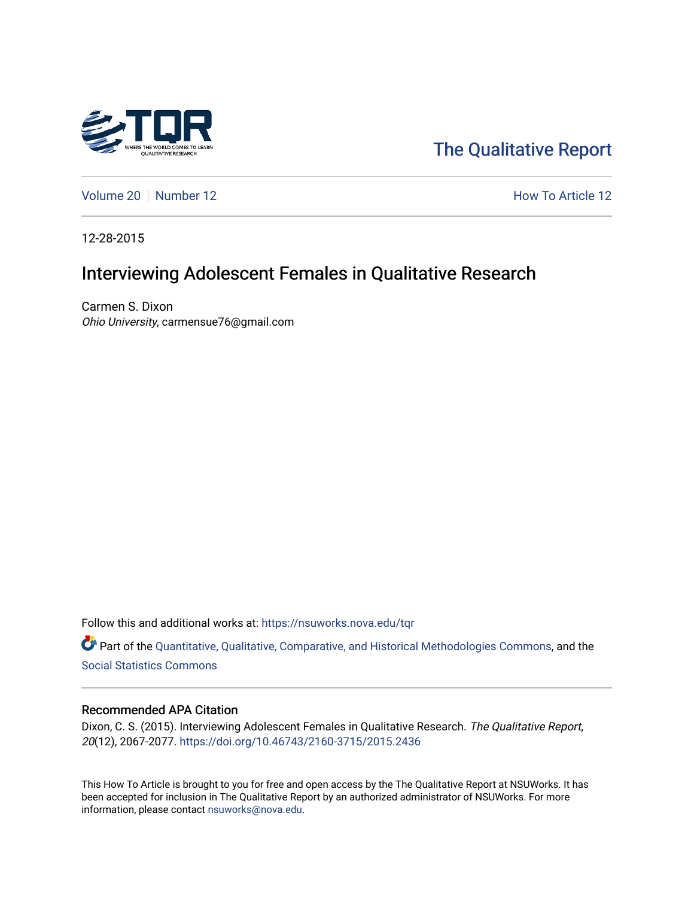The Qualitative Report

Volume 20 | Number 12 | How To Article 12

12-28-2015

# Interviewing Adolescent Females in Qualitative Research

Carmen S. Dixon
*Ohio University*, carmensue76@gmail.com

Follow this and additional works at: https://nsuworks.nova.edu/tqr

Part of the Quantitative, Qualitative, Comparative, and Historical Methodologies Commons, and the Social Statistics Commons

## Recommended APA Citation

Dixon, C. S. (2015). Interviewing Adolescent Females in Qualitative Research. *The Qualitative Report*, *20*(12), 2067-2077. https://doi.org/10.46743/2160-3715/2015.2436

This How To Article is brought to you for free and open access by the The Qualitative Report at NSUWorks. It has been accepted for inclusion in The Qualitative Report by an authorized administrator of NSUWorks. For more information, please contact nsuworks@nova.edu.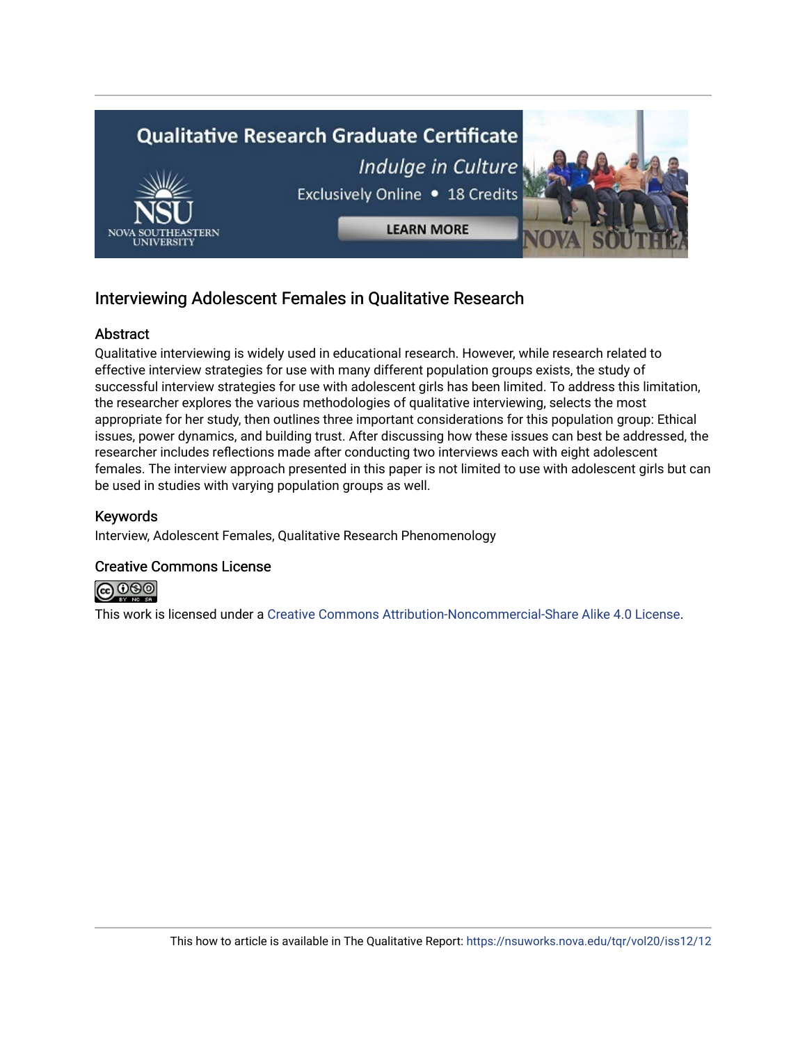## Interviewing Adolescent Females in Qualitative Research

### Abstract

Qualitative interviewing is widely used in educational research. However, while research related to effective interview strategies for use with many different population groups exists, the study of successful interview strategies for use with adolescent girls has been limited. To address this limitation, the researcher explores the various methodologies of qualitative interviewing, selects the most appropriate for her study, then outlines three important considerations for this population group: Ethical issues, power dynamics, and building trust. After discussing how these issues can best be addressed, the researcher includes reflections made after conducting two interviews each with eight adolescent females. The interview approach presented in this paper is not limited to use with adolescent girls but can be used in studies with varying population groups as well.

### Keywords

Interview, Adolescent Females, Qualitative Research Phenomenology

### Creative Commons License

This work is licensed under a Creative Commons Attribution-Noncommercial-Share Alike 4.0 License.

This how to article is available in The Qualitative Report: https://nsuworks.nova.edu/tqr/vol20/iss12/12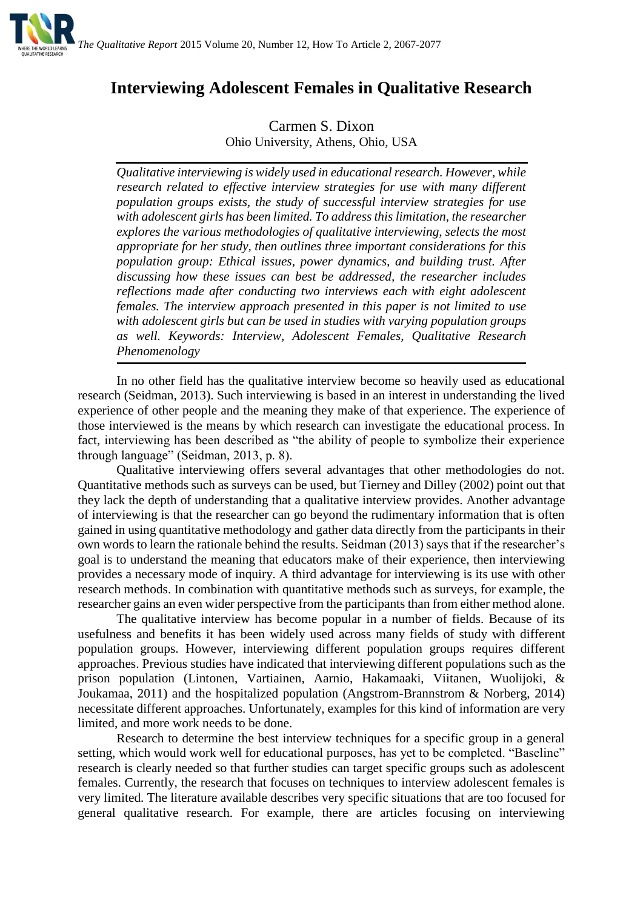# Interviewing Adolescent Females in Qualitative Research

Carmen S. Dixon
Ohio University, Athens, Ohio, USA

*Qualitative interviewing is widely used in educational research. However, while research related to effective interview strategies for use with many different population groups exists, the study of successful interview strategies for use with adolescent girls has been limited. To address this limitation, the researcher explores the various methodologies of qualitative interviewing, selects the most appropriate for her study, then outlines three important considerations for this population group: Ethical issues, power dynamics, and building trust. After discussing how these issues can best be addressed, the researcher includes reflections made after conducting two interviews each with eight adolescent females. The interview approach presented in this paper is not limited to use with adolescent girls but can be used in studies with varying population groups as well. Keywords: Interview, Adolescent Females, Qualitative Research Phenomenology*

In no other field has the qualitative interview become so heavily used as educational research (Seidman, 2013). Such interviewing is based in an interest in understanding the lived experience of other people and the meaning they make of that experience. The experience of those interviewed is the means by which research can investigate the educational process. In fact, interviewing has been described as "the ability of people to symbolize their experience through language" (Seidman, 2013, p. 8).

Qualitative interviewing offers several advantages that other methodologies do not. Quantitative methods such as surveys can be used, but Tierney and Dilley (2002) point out that they lack the depth of understanding that a qualitative interview provides. Another advantage of interviewing is that the researcher can go beyond the rudimentary information that is often gained in using quantitative methodology and gather data directly from the participants in their own words to learn the rationale behind the results. Seidman (2013) says that if the researcher's goal is to understand the meaning that educators make of their experience, then interviewing provides a necessary mode of inquiry. A third advantage for interviewing is its use with other research methods. In combination with quantitative methods such as surveys, for example, the researcher gains an even wider perspective from the participants than from either method alone.

The qualitative interview has become popular in a number of fields. Because of its usefulness and benefits it has been widely used across many fields of study with different population groups. However, interviewing different population groups requires different approaches. Previous studies have indicated that interviewing different populations such as the prison population (Lintonen, Vartiainen, Aarnio, Hakamaaki, Viitanen, Wuolijoki, & Joukamaa, 2011) and the hospitalized population (Angstrom-Brannstrom & Norberg, 2014) necessitate different approaches. Unfortunately, examples for this kind of information are very limited, and more work needs to be done.

Research to determine the best interview techniques for a specific group in a general setting, which would work well for educational purposes, has yet to be completed. "Baseline" research is clearly needed so that further studies can target specific groups such as adolescent females. Currently, the research that focuses on techniques to interview adolescent females is very limited. The literature available describes very specific situations that are too focused for general qualitative research. For example, there are articles focusing on interviewing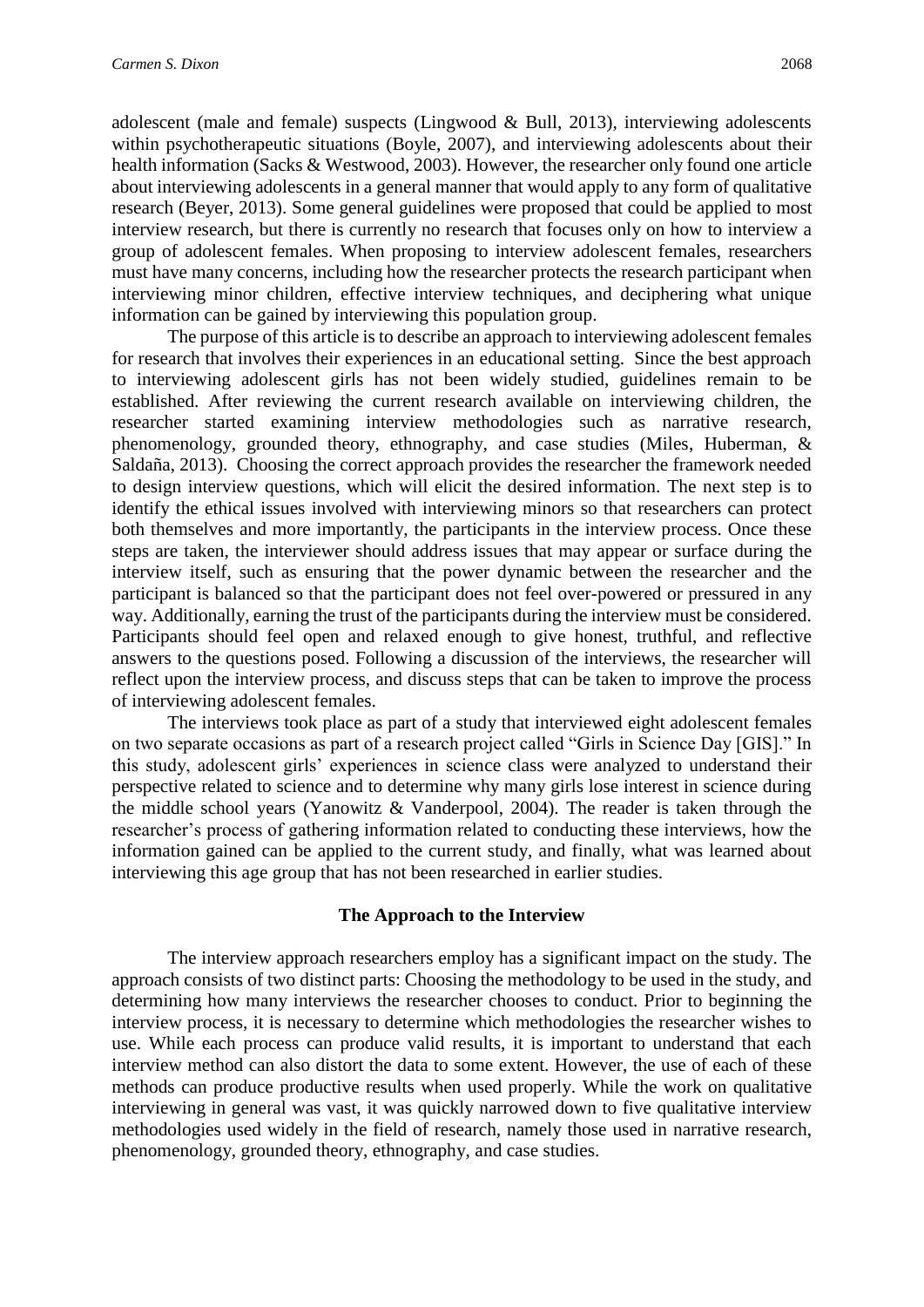adolescent (male and female) suspects (Lingwood & Bull, 2013), interviewing adolescents within psychotherapeutic situations (Boyle, 2007), and interviewing adolescents about their health information (Sacks & Westwood, 2003). However, the researcher only found one article about interviewing adolescents in a general manner that would apply to any form of qualitative research (Beyer, 2013). Some general guidelines were proposed that could be applied to most interview research, but there is currently no research that focuses only on how to interview a group of adolescent females. When proposing to interview adolescent females, researchers must have many concerns, including how the researcher protects the research participant when interviewing minor children, effective interview techniques, and deciphering what unique information can be gained by interviewing this population group.

The purpose of this article is to describe an approach to interviewing adolescent females for research that involves their experiences in an educational setting. Since the best approach to interviewing adolescent girls has not been widely studied, guidelines remain to be established. After reviewing the current research available on interviewing children, the researcher started examining interview methodologies such as narrative research, phenomenology, grounded theory, ethnography, and case studies (Miles, Huberman, & Saldaña, 2013). Choosing the correct approach provides the researcher the framework needed to design interview questions, which will elicit the desired information. The next step is to identify the ethical issues involved with interviewing minors so that researchers can protect both themselves and more importantly, the participants in the interview process. Once these steps are taken, the interviewer should address issues that may appear or surface during the interview itself, such as ensuring that the power dynamic between the researcher and the participant is balanced so that the participant does not feel over-powered or pressured in any way. Additionally, earning the trust of the participants during the interview must be considered. Participants should feel open and relaxed enough to give honest, truthful, and reflective answers to the questions posed. Following a discussion of the interviews, the researcher will reflect upon the interview process, and discuss steps that can be taken to improve the process of interviewing adolescent females.

The interviews took place as part of a study that interviewed eight adolescent females on two separate occasions as part of a research project called "Girls in Science Day [GIS]." In this study, adolescent girls' experiences in science class were analyzed to understand their perspective related to science and to determine why many girls lose interest in science during the middle school years (Yanowitz & Vanderpool, 2004). The reader is taken through the researcher's process of gathering information related to conducting these interviews, how the information gained can be applied to the current study, and finally, what was learned about interviewing this age group that has not been researched in earlier studies.

## The Approach to the Interview

The interview approach researchers employ has a significant impact on the study. The approach consists of two distinct parts: Choosing the methodology to be used in the study, and determining how many interviews the researcher chooses to conduct. Prior to beginning the interview process, it is necessary to determine which methodologies the researcher wishes to use. While each process can produce valid results, it is important to understand that each interview method can also distort the data to some extent. However, the use of each of these methods can produce productive results when used properly. While the work on qualitative interviewing in general was vast, it was quickly narrowed down to five qualitative interview methodologies used widely in the field of research, namely those used in narrative research, phenomenology, grounded theory, ethnography, and case studies.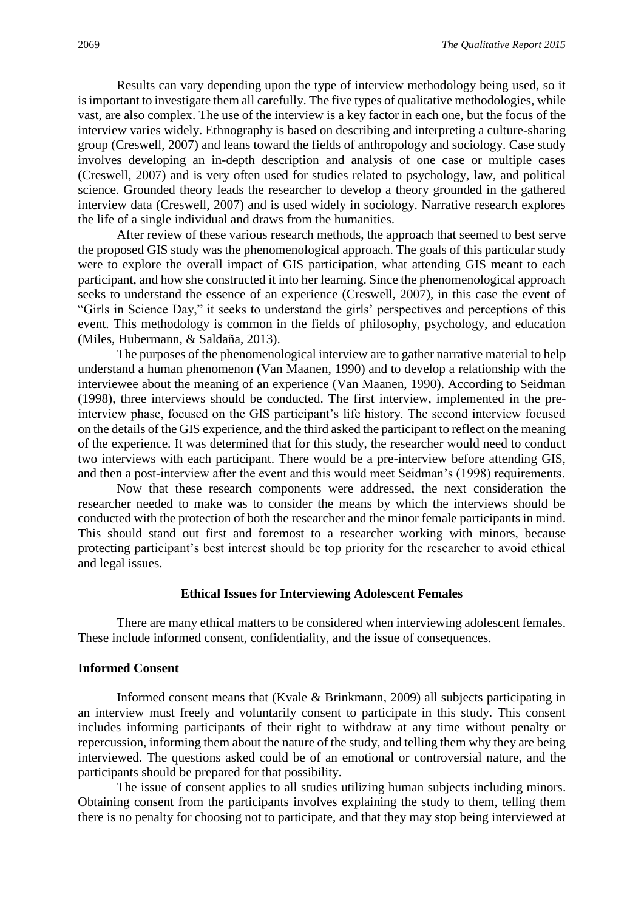Results can vary depending upon the type of interview methodology being used, so it is important to investigate them all carefully. The five types of qualitative methodologies, while vast, are also complex. The use of the interview is a key factor in each one, but the focus of the interview varies widely. Ethnography is based on describing and interpreting a culture-sharing group (Creswell, 2007) and leans toward the fields of anthropology and sociology. Case study involves developing an in-depth description and analysis of one case or multiple cases (Creswell, 2007) and is very often used for studies related to psychology, law, and political science. Grounded theory leads the researcher to develop a theory grounded in the gathered interview data (Creswell, 2007) and is used widely in sociology. Narrative research explores the life of a single individual and draws from the humanities.

After review of these various research methods, the approach that seemed to best serve the proposed GIS study was the phenomenological approach. The goals of this particular study were to explore the overall impact of GIS participation, what attending GIS meant to each participant, and how she constructed it into her learning. Since the phenomenological approach seeks to understand the essence of an experience (Creswell, 2007), in this case the event of "Girls in Science Day," it seeks to understand the girls' perspectives and perceptions of this event. This methodology is common in the fields of philosophy, psychology, and education (Miles, Hubermann, & Saldaña, 2013).

The purposes of the phenomenological interview are to gather narrative material to help understand a human phenomenon (Van Maanen, 1990) and to develop a relationship with the interviewee about the meaning of an experience (Van Maanen, 1990). According to Seidman (1998), three interviews should be conducted. The first interview, implemented in the pre-interview phase, focused on the GIS participant's life history. The second interview focused on the details of the GIS experience, and the third asked the participant to reflect on the meaning of the experience. It was determined that for this study, the researcher would need to conduct two interviews with each participant. There would be a pre-interview before attending GIS, and then a post-interview after the event and this would meet Seidman's (1998) requirements.

Now that these research components were addressed, the next consideration the researcher needed to make was to consider the means by which the interviews should be conducted with the protection of both the researcher and the minor female participants in mind. This should stand out first and foremost to a researcher working with minors, because protecting participant's best interest should be top priority for the researcher to avoid ethical and legal issues.

## Ethical Issues for Interviewing Adolescent Females

There are many ethical matters to be considered when interviewing adolescent females. These include informed consent, confidentiality, and the issue of consequences.

### Informed Consent

Informed consent means that (Kvale & Brinkmann, 2009) all subjects participating in an interview must freely and voluntarily consent to participate in this study. This consent includes informing participants of their right to withdraw at any time without penalty or repercussion, informing them about the nature of the study, and telling them why they are being interviewed. The questions asked could be of an emotional or controversial nature, and the participants should be prepared for that possibility.

The issue of consent applies to all studies utilizing human subjects including minors. Obtaining consent from the participants involves explaining the study to them, telling them there is no penalty for choosing not to participate, and that they may stop being interviewed at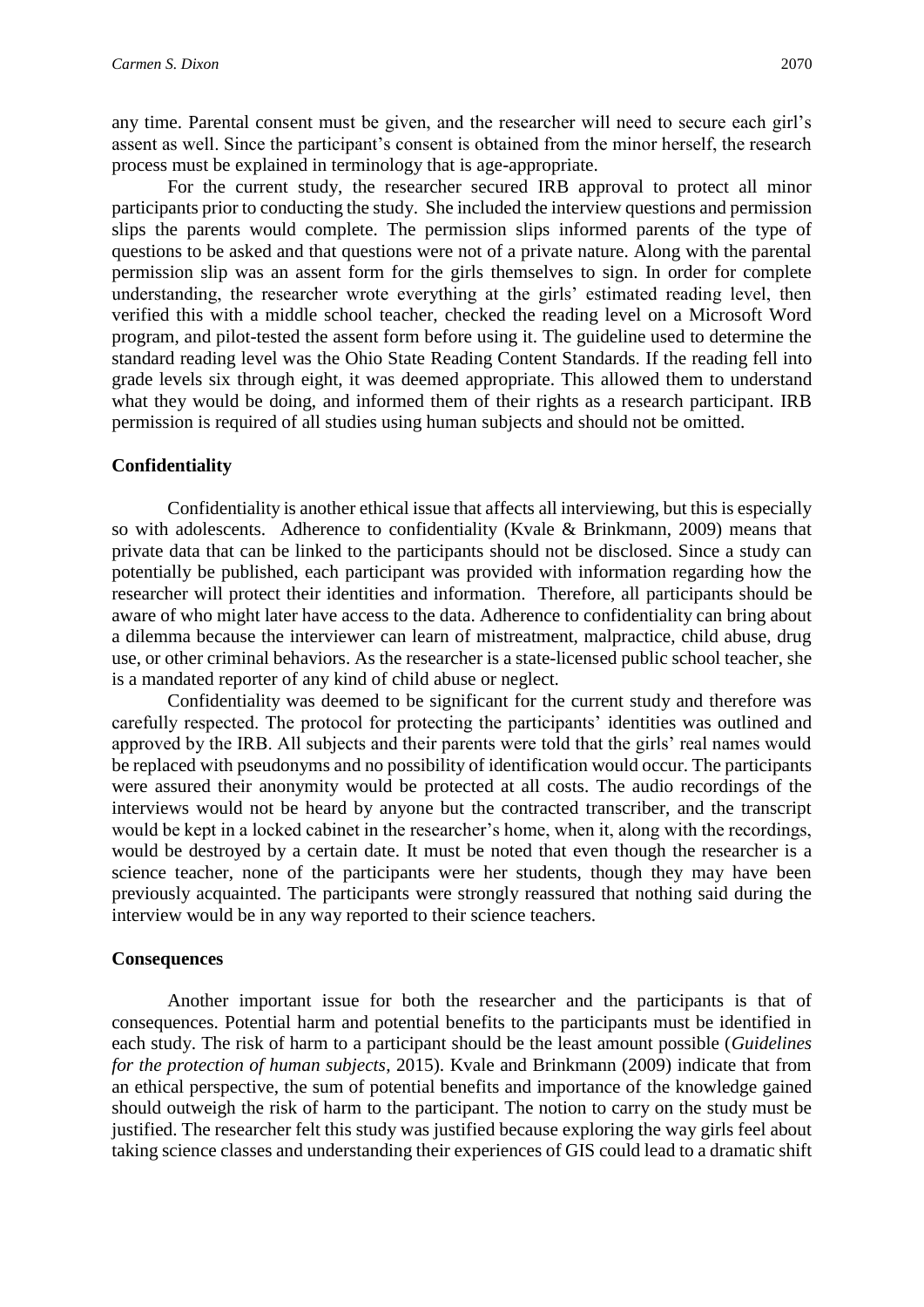any time. Parental consent must be given, and the researcher will need to secure each girl's assent as well. Since the participant's consent is obtained from the minor herself, the research process must be explained in terminology that is age-appropriate.

For the current study, the researcher secured IRB approval to protect all minor participants prior to conducting the study. She included the interview questions and permission slips the parents would complete. The permission slips informed parents of the type of questions to be asked and that questions were not of a private nature. Along with the parental permission slip was an assent form for the girls themselves to sign. In order for complete understanding, the researcher wrote everything at the girls' estimated reading level, then verified this with a middle school teacher, checked the reading level on a Microsoft Word program, and pilot-tested the assent form before using it. The guideline used to determine the standard reading level was the Ohio State Reading Content Standards. If the reading fell into grade levels six through eight, it was deemed appropriate. This allowed them to understand what they would be doing, and informed them of their rights as a research participant. IRB permission is required of all studies using human subjects and should not be omitted.

### Confidentiality

Confidentiality is another ethical issue that affects all interviewing, but this is especially so with adolescents. Adherence to confidentiality (Kvale & Brinkmann, 2009) means that private data that can be linked to the participants should not be disclosed. Since a study can potentially be published, each participant was provided with information regarding how the researcher will protect their identities and information. Therefore, all participants should be aware of who might later have access to the data. Adherence to confidentiality can bring about a dilemma because the interviewer can learn of mistreatment, malpractice, child abuse, drug use, or other criminal behaviors. As the researcher is a state-licensed public school teacher, she is a mandated reporter of any kind of child abuse or neglect.

Confidentiality was deemed to be significant for the current study and therefore was carefully respected. The protocol for protecting the participants' identities was outlined and approved by the IRB. All subjects and their parents were told that the girls' real names would be replaced with pseudonyms and no possibility of identification would occur. The participants were assured their anonymity would be protected at all costs. The audio recordings of the interviews would not be heard by anyone but the contracted transcriber, and the transcript would be kept in a locked cabinet in the researcher's home, when it, along with the recordings, would be destroyed by a certain date. It must be noted that even though the researcher is a science teacher, none of the participants were her students, though they may have been previously acquainted. The participants were strongly reassured that nothing said during the interview would be in any way reported to their science teachers.

### Consequences

Another important issue for both the researcher and the participants is that of consequences. Potential harm and potential benefits to the participants must be identified in each study. The risk of harm to a participant should be the least amount possible (*Guidelines for the protection of human subjects*, 2015). Kvale and Brinkmann (2009) indicate that from an ethical perspective, the sum of potential benefits and importance of the knowledge gained should outweigh the risk of harm to the participant. The notion to carry on the study must be justified. The researcher felt this study was justified because exploring the way girls feel about taking science classes and understanding their experiences of GIS could lead to a dramatic shift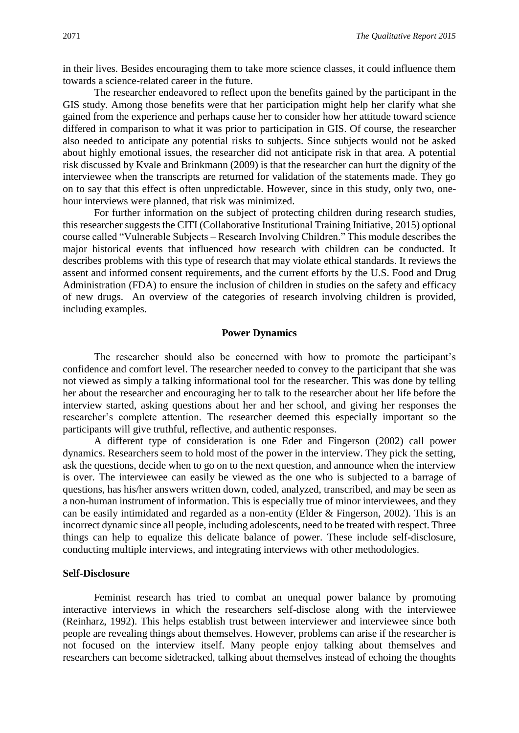in their lives. Besides encouraging them to take more science classes, it could influence them towards a science-related career in the future.

The researcher endeavored to reflect upon the benefits gained by the participant in the GIS study. Among those benefits were that her participation might help her clarify what she gained from the experience and perhaps cause her to consider how her attitude toward science differed in comparison to what it was prior to participation in GIS. Of course, the researcher also needed to anticipate any potential risks to subjects. Since subjects would not be asked about highly emotional issues, the researcher did not anticipate risk in that area. A potential risk discussed by Kvale and Brinkmann (2009) is that the researcher can hurt the dignity of the interviewee when the transcripts are returned for validation of the statements made. They go on to say that this effect is often unpredictable. However, since in this study, only two, one-hour interviews were planned, that risk was minimized.

For further information on the subject of protecting children during research studies, this researcher suggests the CITI (Collaborative Institutional Training Initiative, 2015) optional course called "Vulnerable Subjects – Research Involving Children." This module describes the major historical events that influenced how research with children can be conducted. It describes problems with this type of research that may violate ethical standards. It reviews the assent and informed consent requirements, and the current efforts by the U.S. Food and Drug Administration (FDA) to ensure the inclusion of children in studies on the safety and efficacy of new drugs. An overview of the categories of research involving children is provided, including examples.

## Power Dynamics

The researcher should also be concerned with how to promote the participant's confidence and comfort level. The researcher needed to convey to the participant that she was not viewed as simply a talking informational tool for the researcher. This was done by telling her about the researcher and encouraging her to talk to the researcher about her life before the interview started, asking questions about her and her school, and giving her responses the researcher's complete attention. The researcher deemed this especially important so the participants will give truthful, reflective, and authentic responses.

A different type of consideration is one Eder and Fingerson (2002) call power dynamics. Researchers seem to hold most of the power in the interview. They pick the setting, ask the questions, decide when to go on to the next question, and announce when the interview is over. The interviewee can easily be viewed as the one who is subjected to a barrage of questions, has his/her answers written down, coded, analyzed, transcribed, and may be seen as a non-human instrument of information. This is especially true of minor interviewees, and they can be easily intimidated and regarded as a non-entity (Elder & Fingerson, 2002). This is an incorrect dynamic since all people, including adolescents, need to be treated with respect. Three things can help to equalize this delicate balance of power. These include self-disclosure, conducting multiple interviews, and integrating interviews with other methodologies.

### Self-Disclosure

Feminist research has tried to combat an unequal power balance by promoting interactive interviews in which the researchers self-disclose along with the interviewee (Reinharz, 1992). This helps establish trust between interviewer and interviewee since both people are revealing things about themselves. However, problems can arise if the researcher is not focused on the interview itself. Many people enjoy talking about themselves and researchers can become sidetracked, talking about themselves instead of echoing the thoughts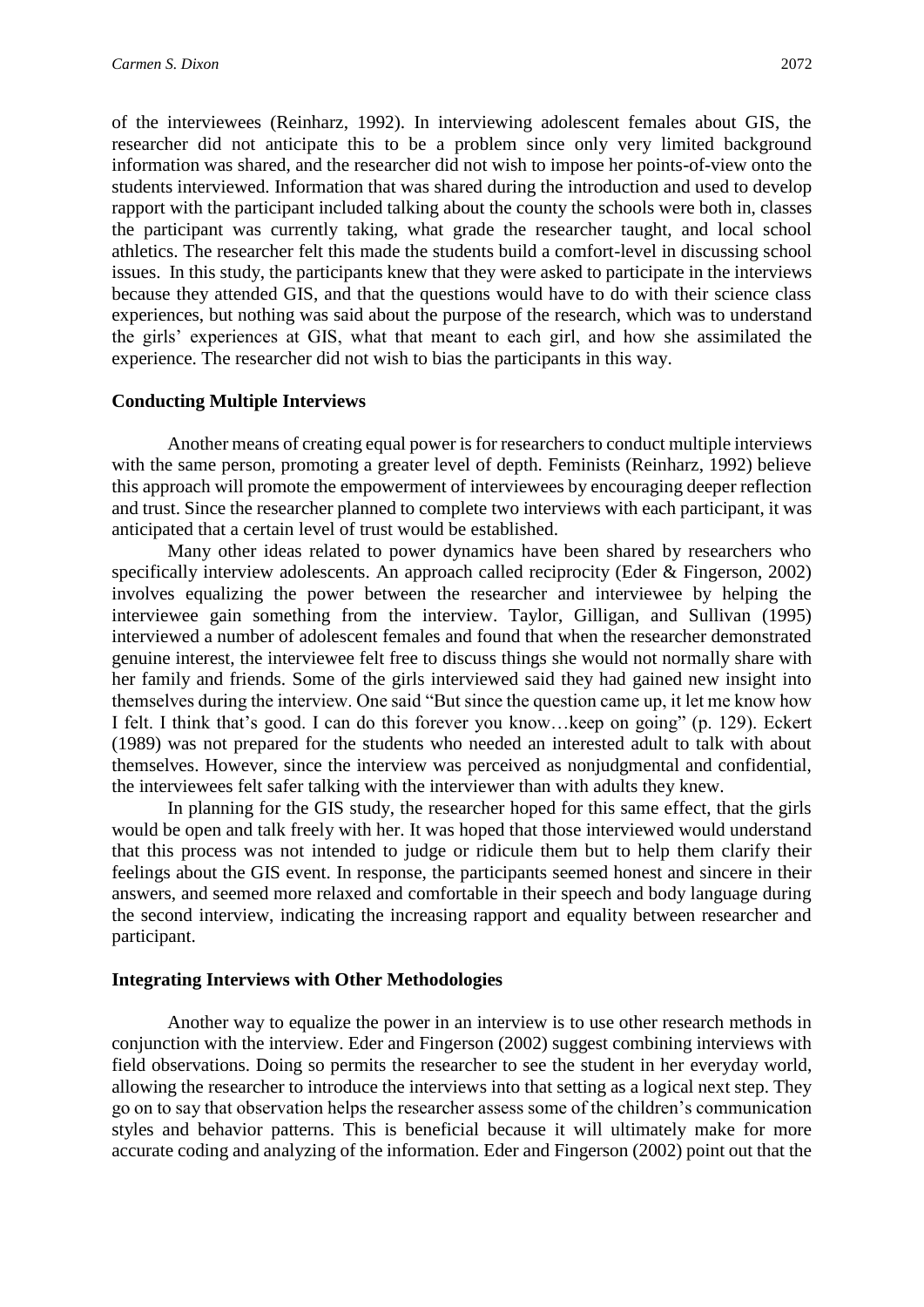of the interviewees (Reinharz, 1992). In interviewing adolescent females about GIS, the researcher did not anticipate this to be a problem since only very limited background information was shared, and the researcher did not wish to impose her points-of-view onto the students interviewed. Information that was shared during the introduction and used to develop rapport with the participant included talking about the county the schools were both in, classes the participant was currently taking, what grade the researcher taught, and local school athletics. The researcher felt this made the students build a comfort-level in discussing school issues. In this study, the participants knew that they were asked to participate in the interviews because they attended GIS, and that the questions would have to do with their science class experiences, but nothing was said about the purpose of the research, which was to understand the girls' experiences at GIS, what that meant to each girl, and how she assimilated the experience. The researcher did not wish to bias the participants in this way.

### Conducting Multiple Interviews

Another means of creating equal power is for researchers to conduct multiple interviews with the same person, promoting a greater level of depth. Feminists (Reinharz, 1992) believe this approach will promote the empowerment of interviewees by encouraging deeper reflection and trust. Since the researcher planned to complete two interviews with each participant, it was anticipated that a certain level of trust would be established.

Many other ideas related to power dynamics have been shared by researchers who specifically interview adolescents. An approach called reciprocity (Eder & Fingerson, 2002) involves equalizing the power between the researcher and interviewee by helping the interviewee gain something from the interview. Taylor, Gilligan, and Sullivan (1995) interviewed a number of adolescent females and found that when the researcher demonstrated genuine interest, the interviewee felt free to discuss things she would not normally share with her family and friends. Some of the girls interviewed said they had gained new insight into themselves during the interview. One said "But since the question came up, it let me know how I felt. I think that's good. I can do this forever you know…keep on going" (p. 129). Eckert (1989) was not prepared for the students who needed an interested adult to talk with about themselves. However, since the interview was perceived as nonjudgmental and confidential, the interviewees felt safer talking with the interviewer than with adults they knew.

In planning for the GIS study, the researcher hoped for this same effect, that the girls would be open and talk freely with her. It was hoped that those interviewed would understand that this process was not intended to judge or ridicule them but to help them clarify their feelings about the GIS event. In response, the participants seemed honest and sincere in their answers, and seemed more relaxed and comfortable in their speech and body language during the second interview, indicating the increasing rapport and equality between researcher and participant.

### Integrating Interviews with Other Methodologies

Another way to equalize the power in an interview is to use other research methods in conjunction with the interview. Eder and Fingerson (2002) suggest combining interviews with field observations. Doing so permits the researcher to see the student in her everyday world, allowing the researcher to introduce the interviews into that setting as a logical next step. They go on to say that observation helps the researcher assess some of the children's communication styles and behavior patterns. This is beneficial because it will ultimately make for more accurate coding and analyzing of the information. Eder and Fingerson (2002) point out that the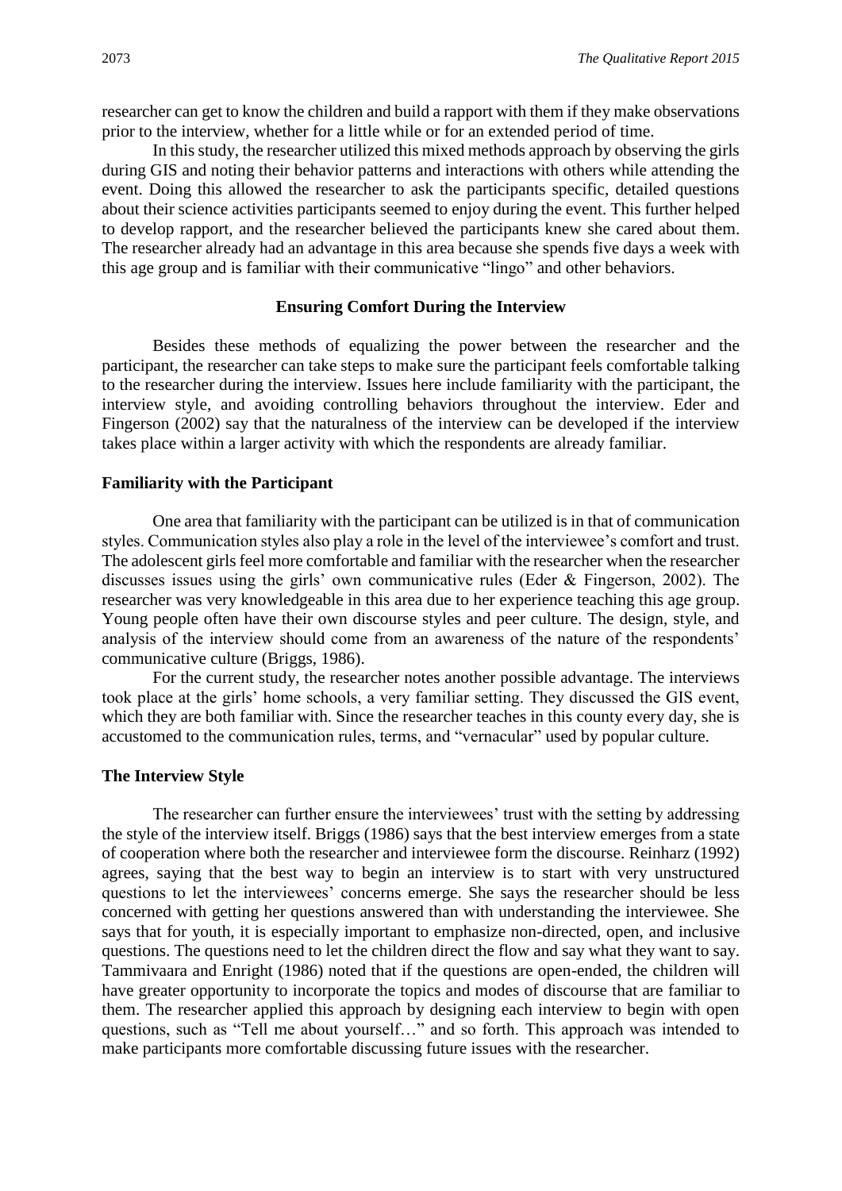researcher can get to know the children and build a rapport with them if they make observations prior to the interview, whether for a little while or for an extended period of time.

In this study, the researcher utilized this mixed methods approach by observing the girls during GIS and noting their behavior patterns and interactions with others while attending the event. Doing this allowed the researcher to ask the participants specific, detailed questions about their science activities participants seemed to enjoy during the event. This further helped to develop rapport, and the researcher believed the participants knew she cared about them. The researcher already had an advantage in this area because she spends five days a week with this age group and is familiar with their communicative "lingo" and other behaviors.

## Ensuring Comfort During the Interview

Besides these methods of equalizing the power between the researcher and the participant, the researcher can take steps to make sure the participant feels comfortable talking to the researcher during the interview. Issues here include familiarity with the participant, the interview style, and avoiding controlling behaviors throughout the interview. Eder and Fingerson (2002) say that the naturalness of the interview can be developed if the interview takes place within a larger activity with which the respondents are already familiar.

### Familiarity with the Participant

One area that familiarity with the participant can be utilized is in that of communication styles. Communication styles also play a role in the level of the interviewee's comfort and trust. The adolescent girls feel more comfortable and familiar with the researcher when the researcher discusses issues using the girls' own communicative rules (Eder & Fingerson, 2002). The researcher was very knowledgeable in this area due to her experience teaching this age group. Young people often have their own discourse styles and peer culture. The design, style, and analysis of the interview should come from an awareness of the nature of the respondents' communicative culture (Briggs, 1986).

For the current study, the researcher notes another possible advantage. The interviews took place at the girls' home schools, a very familiar setting. They discussed the GIS event, which they are both familiar with. Since the researcher teaches in this county every day, she is accustomed to the communication rules, terms, and "vernacular" used by popular culture.

### The Interview Style

The researcher can further ensure the interviewees' trust with the setting by addressing the style of the interview itself. Briggs (1986) says that the best interview emerges from a state of cooperation where both the researcher and interviewee form the discourse. Reinharz (1992) agrees, saying that the best way to begin an interview is to start with very unstructured questions to let the interviewees' concerns emerge. She says the researcher should be less concerned with getting her questions answered than with understanding the interviewee. She says that for youth, it is especially important to emphasize non-directed, open, and inclusive questions. The questions need to let the children direct the flow and say what they want to say. Tammivaara and Enright (1986) noted that if the questions are open-ended, the children will have greater opportunity to incorporate the topics and modes of discourse that are familiar to them. The researcher applied this approach by designing each interview to begin with open questions, such as "Tell me about yourself…" and so forth. This approach was intended to make participants more comfortable discussing future issues with the researcher.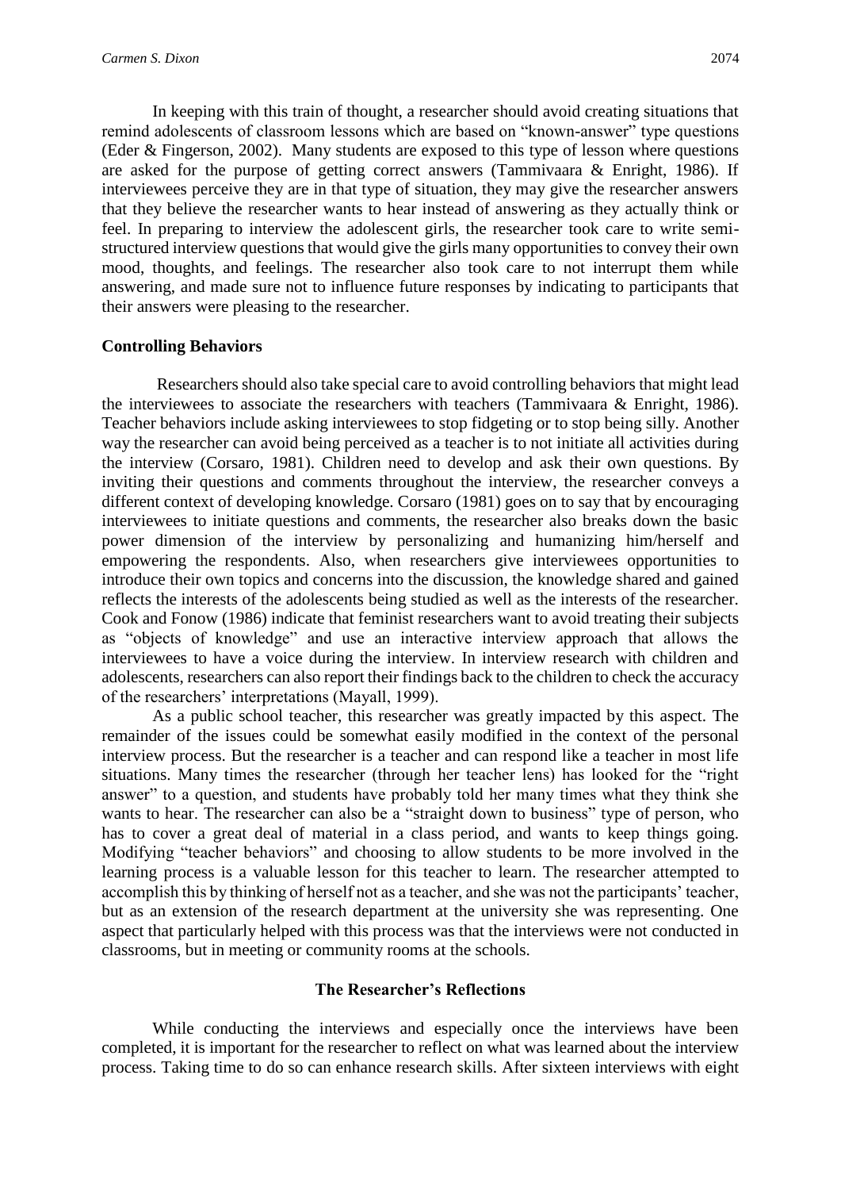In keeping with this train of thought, a researcher should avoid creating situations that remind adolescents of classroom lessons which are based on "known-answer" type questions (Eder & Fingerson, 2002). Many students are exposed to this type of lesson where questions are asked for the purpose of getting correct answers (Tammivaara & Enright, 1986). If interviewees perceive they are in that type of situation, they may give the researcher answers that they believe the researcher wants to hear instead of answering as they actually think or feel. In preparing to interview the adolescent girls, the researcher took care to write semi-structured interview questions that would give the girls many opportunities to convey their own mood, thoughts, and feelings. The researcher also took care to not interrupt them while answering, and made sure not to influence future responses by indicating to participants that their answers were pleasing to the researcher.

**Controlling Behaviors**

Researchers should also take special care to avoid controlling behaviors that might lead the interviewees to associate the researchers with teachers (Tammivaara & Enright, 1986). Teacher behaviors include asking interviewees to stop fidgeting or to stop being silly. Another way the researcher can avoid being perceived as a teacher is to not initiate all activities during the interview (Corsaro, 1981). Children need to develop and ask their own questions. By inviting their questions and comments throughout the interview, the researcher conveys a different context of developing knowledge. Corsaro (1981) goes on to say that by encouraging interviewees to initiate questions and comments, the researcher also breaks down the basic power dimension of the interview by personalizing and humanizing him/herself and empowering the respondents. Also, when researchers give interviewees opportunities to introduce their own topics and concerns into the discussion, the knowledge shared and gained reflects the interests of the adolescents being studied as well as the interests of the researcher. Cook and Fonow (1986) indicate that feminist researchers want to avoid treating their subjects as "objects of knowledge" and use an interactive interview approach that allows the interviewees to have a voice during the interview. In interview research with children and adolescents, researchers can also report their findings back to the children to check the accuracy of the researchers' interpretations (Mayall, 1999).

As a public school teacher, this researcher was greatly impacted by this aspect. The remainder of the issues could be somewhat easily modified in the context of the personal interview process. But the researcher is a teacher and can respond like a teacher in most life situations. Many times the researcher (through her teacher lens) has looked for the "right answer" to a question, and students have probably told her many times what they think she wants to hear. The researcher can also be a "straight down to business" type of person, who has to cover a great deal of material in a class period, and wants to keep things going. Modifying "teacher behaviors" and choosing to allow students to be more involved in the learning process is a valuable lesson for this teacher to learn. The researcher attempted to accomplish this by thinking of herself not as a teacher, and she was not the participants' teacher, but as an extension of the research department at the university she was representing. One aspect that particularly helped with this process was that the interviews were not conducted in classrooms, but in meeting or community rooms at the schools.

## The Researcher's Reflections

While conducting the interviews and especially once the interviews have been completed, it is important for the researcher to reflect on what was learned about the interview process. Taking time to do so can enhance research skills. After sixteen interviews with eight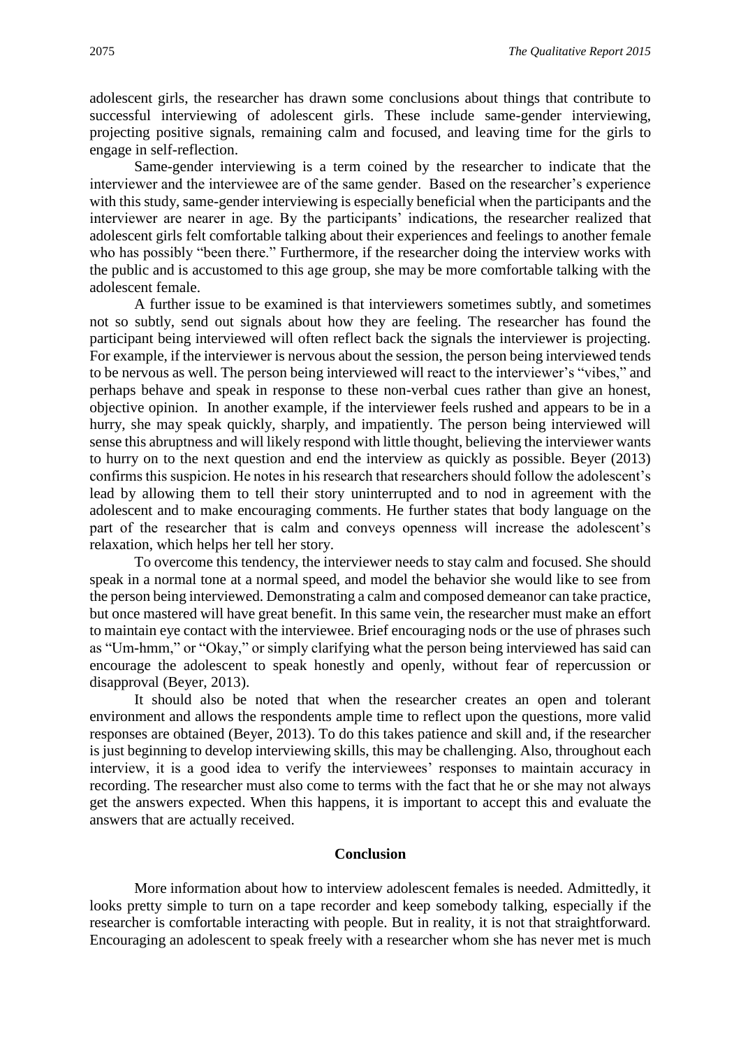adolescent girls, the researcher has drawn some conclusions about things that contribute to successful interviewing of adolescent girls. These include same-gender interviewing, projecting positive signals, remaining calm and focused, and leaving time for the girls to engage in self-reflection.

Same-gender interviewing is a term coined by the researcher to indicate that the interviewer and the interviewee are of the same gender. Based on the researcher's experience with this study, same-gender interviewing is especially beneficial when the participants and the interviewer are nearer in age. By the participants' indications, the researcher realized that adolescent girls felt comfortable talking about their experiences and feelings to another female who has possibly "been there." Furthermore, if the researcher doing the interview works with the public and is accustomed to this age group, she may be more comfortable talking with the adolescent female.

A further issue to be examined is that interviewers sometimes subtly, and sometimes not so subtly, send out signals about how they are feeling. The researcher has found the participant being interviewed will often reflect back the signals the interviewer is projecting. For example, if the interviewer is nervous about the session, the person being interviewed tends to be nervous as well. The person being interviewed will react to the interviewer's "vibes," and perhaps behave and speak in response to these non-verbal cues rather than give an honest, objective opinion. In another example, if the interviewer feels rushed and appears to be in a hurry, she may speak quickly, sharply, and impatiently. The person being interviewed will sense this abruptness and will likely respond with little thought, believing the interviewer wants to hurry on to the next question and end the interview as quickly as possible. Beyer (2013) confirms this suspicion. He notes in his research that researchers should follow the adolescent's lead by allowing them to tell their story uninterrupted and to nod in agreement with the adolescent and to make encouraging comments. He further states that body language on the part of the researcher that is calm and conveys openness will increase the adolescent's relaxation, which helps her tell her story.

To overcome this tendency, the interviewer needs to stay calm and focused. She should speak in a normal tone at a normal speed, and model the behavior she would like to see from the person being interviewed. Demonstrating a calm and composed demeanor can take practice, but once mastered will have great benefit. In this same vein, the researcher must make an effort to maintain eye contact with the interviewee. Brief encouraging nods or the use of phrases such as "Um-hmm," or "Okay," or simply clarifying what the person being interviewed has said can encourage the adolescent to speak honestly and openly, without fear of repercussion or disapproval (Beyer, 2013).

It should also be noted that when the researcher creates an open and tolerant environment and allows the respondents ample time to reflect upon the questions, more valid responses are obtained (Beyer, 2013). To do this takes patience and skill and, if the researcher is just beginning to develop interviewing skills, this may be challenging. Also, throughout each interview, it is a good idea to verify the interviewees' responses to maintain accuracy in recording. The researcher must also come to terms with the fact that he or she may not always get the answers expected. When this happens, it is important to accept this and evaluate the answers that are actually received.

## Conclusion

More information about how to interview adolescent females is needed. Admittedly, it looks pretty simple to turn on a tape recorder and keep somebody talking, especially if the researcher is comfortable interacting with people. But in reality, it is not that straightforward. Encouraging an adolescent to speak freely with a researcher whom she has never met is much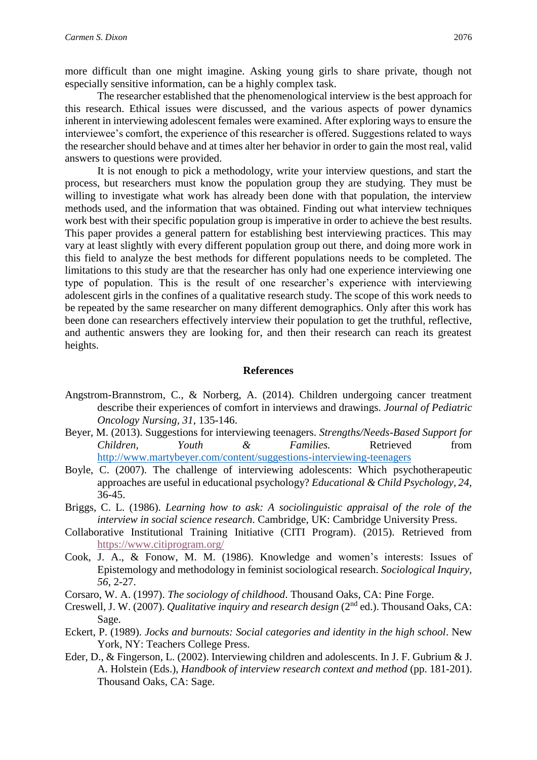more difficult than one might imagine. Asking young girls to share private, though not especially sensitive information, can be a highly complex task.

The researcher established that the phenomenological interview is the best approach for this research. Ethical issues were discussed, and the various aspects of power dynamics inherent in interviewing adolescent females were examined. After exploring ways to ensure the interviewee's comfort, the experience of this researcher is offered. Suggestions related to ways the researcher should behave and at times alter her behavior in order to gain the most real, valid answers to questions were provided.

It is not enough to pick a methodology, write your interview questions, and start the process, but researchers must know the population group they are studying. They must be willing to investigate what work has already been done with that population, the interview methods used, and the information that was obtained. Finding out what interview techniques work best with their specific population group is imperative in order to achieve the best results. This paper provides a general pattern for establishing best interviewing practices. This may vary at least slightly with every different population group out there, and doing more work in this field to analyze the best methods for different populations needs to be completed. The limitations to this study are that the researcher has only had one experience interviewing one type of population. This is the result of one researcher's experience with interviewing adolescent girls in the confines of a qualitative research study. The scope of this work needs to be repeated by the same researcher on many different demographics. Only after this work has been done can researchers effectively interview their population to get the truthful, reflective, and authentic answers they are looking for, and then their research can reach its greatest heights.

## References

Angstrom-Brannstrom, C., & Norberg, A. (2014). Children undergoing cancer treatment describe their experiences of comfort in interviews and drawings. *Journal of Pediatric Oncology Nursing*, *31*, 135-146.

Beyer, M. (2013). Suggestions for interviewing teenagers. *Strengths/Needs-Based Support for Children, Youth & Families.* Retrieved from http://www.martybeyer.com/content/suggestions-interviewing-teenagers

Boyle, C. (2007). The challenge of interviewing adolescents: Which psychotherapeutic approaches are useful in educational psychology? *Educational & Child Psychology*, *24*, 36-45.

Briggs, C. L. (1986). *Learning how to ask: A sociolinguistic appraisal of the role of the interview in social science research*. Cambridge, UK: Cambridge University Press.

Collaborative Institutional Training Initiative (CITI Program). (2015). Retrieved from https://www.citiprogram.org/

Cook, J. A., & Fonow, M. M. (1986). Knowledge and women's interests: Issues of Epistemology and methodology in feminist sociological research. *Sociological Inquiry*, *56*, 2-27.

Corsaro, W. A. (1997). *The sociology of childhood*. Thousand Oaks, CA: Pine Forge.

Creswell, J. W. (2007). *Qualitative inquiry and research design* (2nd ed.). Thousand Oaks, CA: Sage.

Eckert, P. (1989). *Jocks and burnouts: Social categories and identity in the high school*. New York, NY: Teachers College Press.

Eder, D., & Fingerson, L. (2002). Interviewing children and adolescents. In J. F. Gubrium & J. A. Holstein (Eds.), *Handbook of interview research context and method* (pp. 181-201). Thousand Oaks, CA: Sage.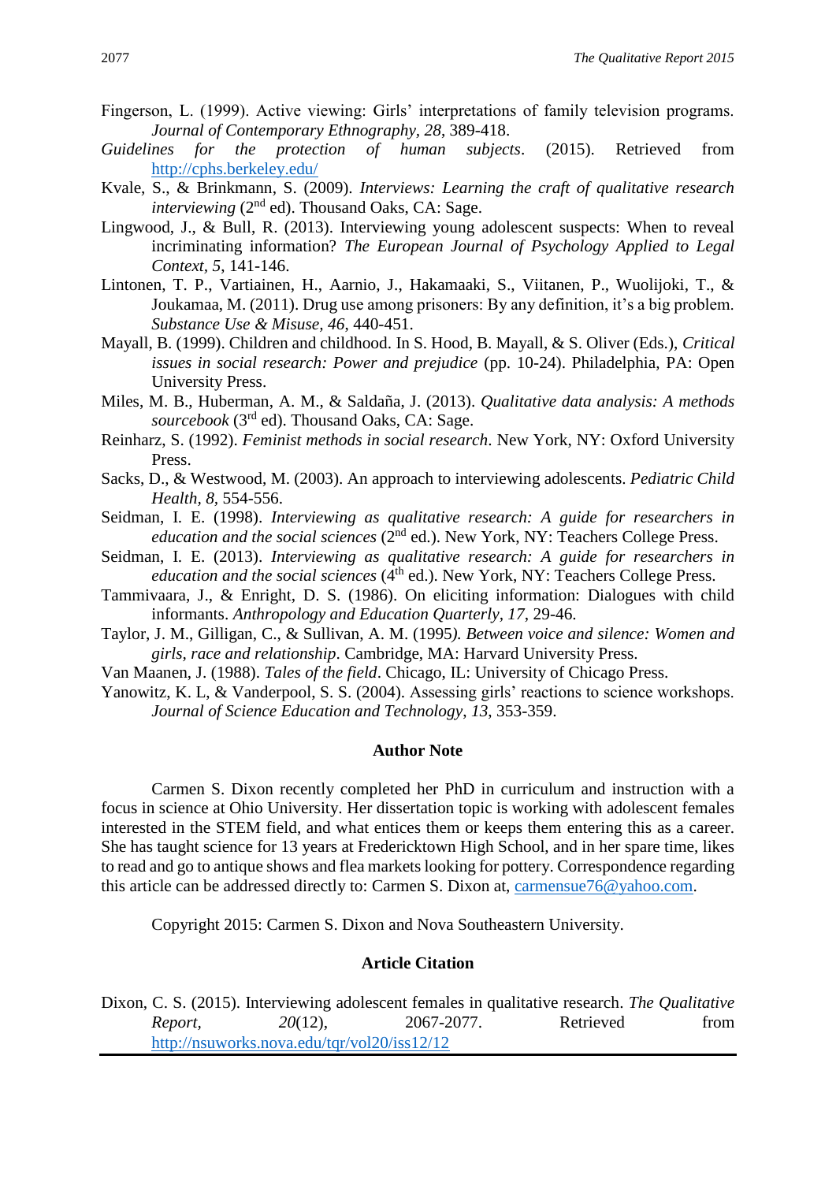Fingerson, L. (1999). Active viewing: Girls' interpretations of family television programs. *Journal of Contemporary Ethnography*, *28*, 389-418.

*Guidelines for the protection of human subjects*. (2015). Retrieved from http://cphs.berkeley.edu/

Kvale, S., & Brinkmann, S. (2009). *Interviews: Learning the craft of qualitative research interviewing* (2nd ed). Thousand Oaks, CA: Sage.

Lingwood, J., & Bull, R. (2013). Interviewing young adolescent suspects: When to reveal incriminating information? *The European Journal of Psychology Applied to Legal Context*, *5*, 141-146.

Lintonen, T. P., Vartiainen, H., Aarnio, J., Hakamaaki, S., Viitanen, P., Wuolijoki, T., & Joukamaa, M. (2011). Drug use among prisoners: By any definition, it's a big problem. *Substance Use & Misuse*, *46*, 440-451.

Mayall, B. (1999). Children and childhood. In S. Hood, B. Mayall, & S. Oliver (Eds.), *Critical issues in social research: Power and prejudice* (pp. 10-24). Philadelphia, PA: Open University Press.

Miles, M. B., Huberman, A. M., & Saldaña, J. (2013). *Qualitative data analysis: A methods sourcebook* (3rd ed). Thousand Oaks, CA: Sage.

Reinharz, S. (1992). *Feminist methods in social research*. New York, NY: Oxford University Press.

Sacks, D., & Westwood, M. (2003). An approach to interviewing adolescents. *Pediatric Child Health*, *8*, 554-556.

Seidman, I. E. (1998). *Interviewing as qualitative research: A guide for researchers in education and the social sciences* (2nd ed.). New York, NY: Teachers College Press.

Seidman, I. E. (2013). *Interviewing as qualitative research: A guide for researchers in education and the social sciences* (4th ed.). New York, NY: Teachers College Press.

Tammivaara, J., & Enright, D. S. (1986). On eliciting information: Dialogues with child informants. *Anthropology and Education Quarterly*, *17*, 29-46.

Taylor, J. M., Gilligan, C., & Sullivan, A. M. (1995). *Between voice and silence: Women and girls, race and relationship*. Cambridge, MA: Harvard University Press.

Van Maanen, J. (1988). *Tales of the field*. Chicago, IL: University of Chicago Press.

Yanowitz, K. L, & Vanderpool, S. S. (2004). Assessing girls' reactions to science workshops. *Journal of Science Education and Technology*, *13*, 353-359.

## Author Note

Carmen S. Dixon recently completed her PhD in curriculum and instruction with a focus in science at Ohio University. Her dissertation topic is working with adolescent females interested in the STEM field, and what entices them or keeps them entering this as a career. She has taught science for 13 years at Fredericktown High School, and in her spare time, likes to read and go to antique shows and flea markets looking for pottery. Correspondence regarding this article can be addressed directly to: Carmen S. Dixon at, carmensue76@yahoo.com.

Copyright 2015: Carmen S. Dixon and Nova Southeastern University.

## Article Citation

Dixon, C. S. (2015). Interviewing adolescent females in qualitative research. *The Qualitative Report, 20*(12), 2067-2077. Retrieved from http://nsuworks.nova.edu/tqr/vol20/iss12/12